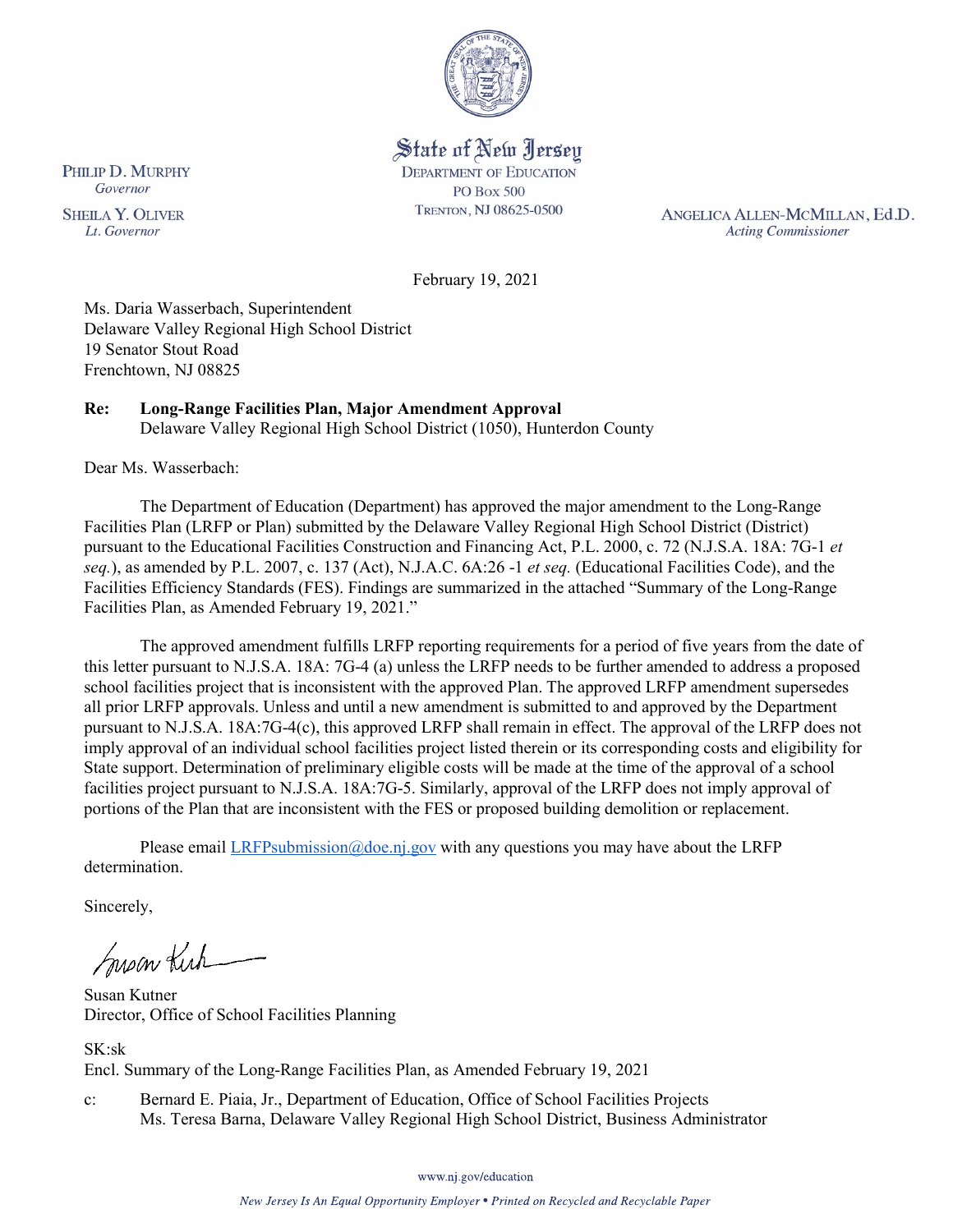State of New Jersey
DEPARTMENT OF EDUCATION
PO BOX 500
TRENTON, NJ 08625-0500

PHILIP D. MURPHY
*Governor*

SHEILA Y. OLIVER
*Lt. Governor*

ANGELICA ALLEN-MCMILLAN, Ed.D.
*Acting Commissioner*

February 19, 2021

Ms. Daria Wasserbach, Superintendent
Delaware Valley Regional High School District
19 Senator Stout Road
Frenchtown, NJ 08825

**Re: Long-Range Facilities Plan, Major Amendment Approval**
Delaware Valley Regional High School District (1050), Hunterdon County

Dear Ms. Wasserbach:

The Department of Education (Department) has approved the major amendment to the Long-Range Facilities Plan (LRFP or Plan) submitted by the Delaware Valley Regional High School District (District) pursuant to the Educational Facilities Construction and Financing Act, P.L. 2000, c. 72 (N.J.S.A. 18A: 7G-1 *et seq.*), as amended by P.L. 2007, c. 137 (Act), N.J.A.C. 6A:26 -1 *et seq.* (Educational Facilities Code), and the Facilities Efficiency Standards (FES). Findings are summarized in the attached "Summary of the Long-Range Facilities Plan, as Amended February 19, 2021."

The approved amendment fulfills LRFP reporting requirements for a period of five years from the date of this letter pursuant to N.J.S.A. 18A: 7G-4 (a) unless the LRFP needs to be further amended to address a proposed school facilities project that is inconsistent with the approved Plan. The approved LRFP amendment supersedes all prior LRFP approvals. Unless and until a new amendment is submitted to and approved by the Department pursuant to N.J.S.A. 18A:7G-4(c), this approved LRFP shall remain in effect. The approval of the LRFP does not imply approval of an individual school facilities project listed therein or its corresponding costs and eligibility for State support. Determination of preliminary eligible costs will be made at the time of the approval of a school facilities project pursuant to N.J.S.A. 18A:7G-5. Similarly, approval of the LRFP does not imply approval of portions of the Plan that are inconsistent with the FES or proposed building demolition or replacement.

Please email LRFPsubmission@doe.nj.gov with any questions you may have about the LRFP determination.

Sincerely,

Susan Kutner
Director, Office of School Facilities Planning

SK:sk
Encl. Summary of the Long-Range Facilities Plan, as Amended February 19, 2021

c: Bernard E. Piaia, Jr., Department of Education, Office of School Facilities Projects
Ms. Teresa Barna, Delaware Valley Regional High School District, Business Administrator

www.nj.gov/education

*New Jersey Is An Equal Opportunity Employer • Printed on Recycled and Recyclable Paper*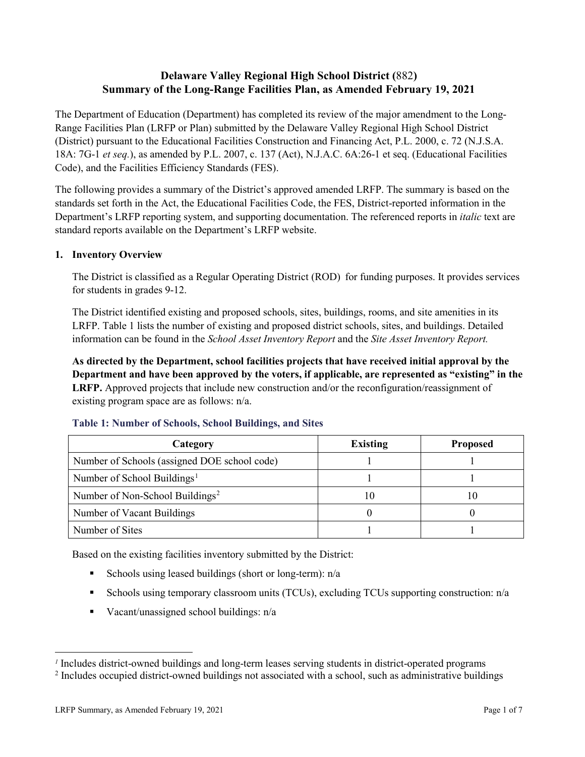# Delaware Valley Regional High School District (882)
# Summary of the Long-Range Facilities Plan, as Amended February 19, 2021

The Department of Education (Department) has completed its review of the major amendment to the Long-Range Facilities Plan (LRFP or Plan) submitted by the Delaware Valley Regional High School District (District) pursuant to the Educational Facilities Construction and Financing Act, P.L. 2000, c. 72 (N.J.S.A. 18A: 7G-1 *et seq.*), as amended by P.L. 2007, c. 137 (Act), N.J.A.C. 6A:26-1 et seq. (Educational Facilities Code), and the Facilities Efficiency Standards (FES).

The following provides a summary of the District's approved amended LRFP. The summary is based on the standards set forth in the Act, the Educational Facilities Code, the FES, District-reported information in the Department's LRFP reporting system, and supporting documentation. The referenced reports in *italic* text are standard reports available on the Department's LRFP website.

## 1. Inventory Overview

The District is classified as a Regular Operating District (ROD) for funding purposes. It provides services for students in grades 9-12.

The District identified existing and proposed schools, sites, buildings, rooms, and site amenities in its LRFP. Table 1 lists the number of existing and proposed district schools, sites, and buildings. Detailed information can be found in the *School Asset Inventory Report* and the *Site Asset Inventory Report.*

**As directed by the Department, school facilities projects that have received initial approval by the Department and have been approved by the voters, if applicable, are represented as "existing" in the LRFP.** Approved projects that include new construction and/or the reconfiguration/reassignment of existing program space are as follows: n/a.

### Table 1: Number of Schools, School Buildings, and Sites

| Category | Existing | Proposed |
|---|---|---|
| Number of Schools (assigned DOE school code) | 1 | 1 |
| Number of School Buildings[1] | 1 | 1 |
| Number of Non-School Buildings[2] | 10 | 10 |
| Number of Vacant Buildings | 0 | 0 |
| Number of Sites | 1 | 1 |

Based on the existing facilities inventory submitted by the District:

- Schools using leased buildings (short or long-term): n/a
- Schools using temporary classroom units (TCUs), excluding TCUs supporting construction: n/a
- Vacant/unassigned school buildings: n/a

[1] Includes district-owned buildings and long-term leases serving students in district-operated programs

[2] Includes occupied district-owned buildings not associated with a school, such as administrative buildings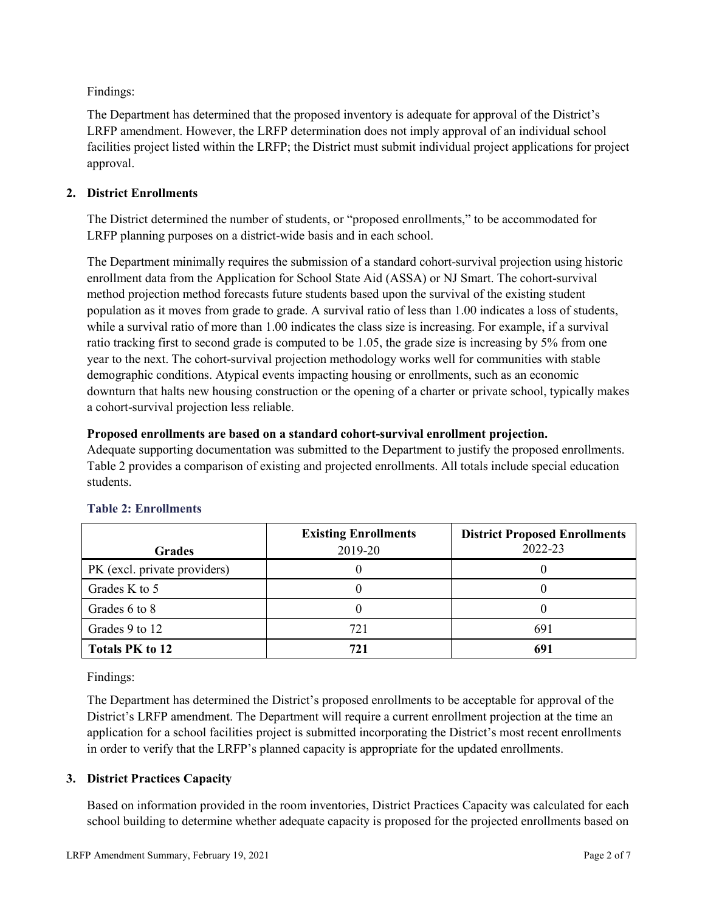Findings:

The Department has determined that the proposed inventory is adequate for approval of the District's LRFP amendment. However, the LRFP determination does not imply approval of an individual school facilities project listed within the LRFP; the District must submit individual project applications for project approval.

## 2. District Enrollments

The District determined the number of students, or "proposed enrollments," to be accommodated for LRFP planning purposes on a district-wide basis and in each school.

The Department minimally requires the submission of a standard cohort-survival projection using historic enrollment data from the Application for School State Aid (ASSA) or NJ Smart. The cohort-survival method projection method forecasts future students based upon the survival of the existing student population as it moves from grade to grade. A survival ratio of less than 1.00 indicates a loss of students, while a survival ratio of more than 1.00 indicates the class size is increasing. For example, if a survival ratio tracking first to second grade is computed to be 1.05, the grade size is increasing by 5% from one year to the next. The cohort-survival projection methodology works well for communities with stable demographic conditions. Atypical events impacting housing or enrollments, such as an economic downturn that halts new housing construction or the opening of a charter or private school, typically makes a cohort-survival projection less reliable.

**Proposed enrollments are based on a standard cohort-survival enrollment projection.**
Adequate supporting documentation was submitted to the Department to justify the proposed enrollments. Table 2 provides a comparison of existing and projected enrollments. All totals include special education students.

### Table 2: Enrollments

| Grades | **Existing Enrollments** 2019-20 | **District Proposed Enrollments** 2022-23 |
|---|---|---|
| PK (excl. private providers) | 0 | 0 |
| Grades K to 5 | 0 | 0 |
| Grades 6 to 8 | 0 | 0 |
| Grades 9 to 12 | 721 | 691 |
| **Totals PK to 12** | **721** | **691** |

Findings:

The Department has determined the District's proposed enrollments to be acceptable for approval of the District's LRFP amendment. The Department will require a current enrollment projection at the time an application for a school facilities project is submitted incorporating the District's most recent enrollments in order to verify that the LRFP's planned capacity is appropriate for the updated enrollments.

## 3. District Practices Capacity

Based on information provided in the room inventories, District Practices Capacity was calculated for each school building to determine whether adequate capacity is proposed for the projected enrollments based on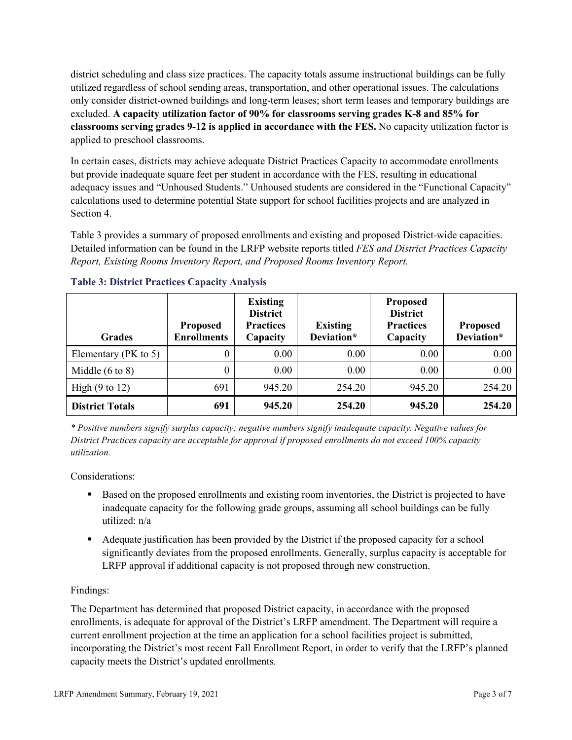district scheduling and class size practices. The capacity totals assume instructional buildings can be fully utilized regardless of school sending areas, transportation, and other operational issues. The calculations only consider district-owned buildings and long-term leases; short term leases and temporary buildings are excluded. **A capacity utilization factor of 90% for classrooms serving grades K-8 and 85% for classrooms serving grades 9-12 is applied in accordance with the FES.** No capacity utilization factor is applied to preschool classrooms.

In certain cases, districts may achieve adequate District Practices Capacity to accommodate enrollments but provide inadequate square feet per student in accordance with the FES, resulting in educational adequacy issues and "Unhoused Students." Unhoused students are considered in the "Functional Capacity" calculations used to determine potential State support for school facilities projects and are analyzed in Section 4.

Table 3 provides a summary of proposed enrollments and existing and proposed District-wide capacities. Detailed information can be found in the LRFP website reports titled *FES and District Practices Capacity Report, Existing Rooms Inventory Report, and Proposed Rooms Inventory Report.*

### Table 3: District Practices Capacity Analysis

| Grades | Proposed Enrollments | Existing District Practices Capacity | Existing Deviation* | Proposed District Practices Capacity | Proposed Deviation* |
|---|---|---|---|---|---|
| Elementary (PK to 5) | 0 | 0.00 | 0.00 | 0.00 | 0.00 |
| Middle (6 to 8) | 0 | 0.00 | 0.00 | 0.00 | 0.00 |
| High (9 to 12) | 691 | 945.20 | 254.20 | 945.20 | 254.20 |
| **District Totals** | **691** | **945.20** | **254.20** | **945.20** | **254.20** |

*\* Positive numbers signify surplus capacity; negative numbers signify inadequate capacity. Negative values for District Practices capacity are acceptable for approval if proposed enrollments do not exceed 100% capacity utilization.*

Considerations:

- Based on the proposed enrollments and existing room inventories, the District is projected to have inadequate capacity for the following grade groups, assuming all school buildings can be fully utilized: n/a
- Adequate justification has been provided by the District if the proposed capacity for a school significantly deviates from the proposed enrollments. Generally, surplus capacity is acceptable for LRFP approval if additional capacity is not proposed through new construction.

Findings:

The Department has determined that proposed District capacity, in accordance with the proposed enrollments, is adequate for approval of the District's LRFP amendment. The Department will require a current enrollment projection at the time an application for a school facilities project is submitted, incorporating the District's most recent Fall Enrollment Report, in order to verify that the LRFP's planned capacity meets the District's updated enrollments.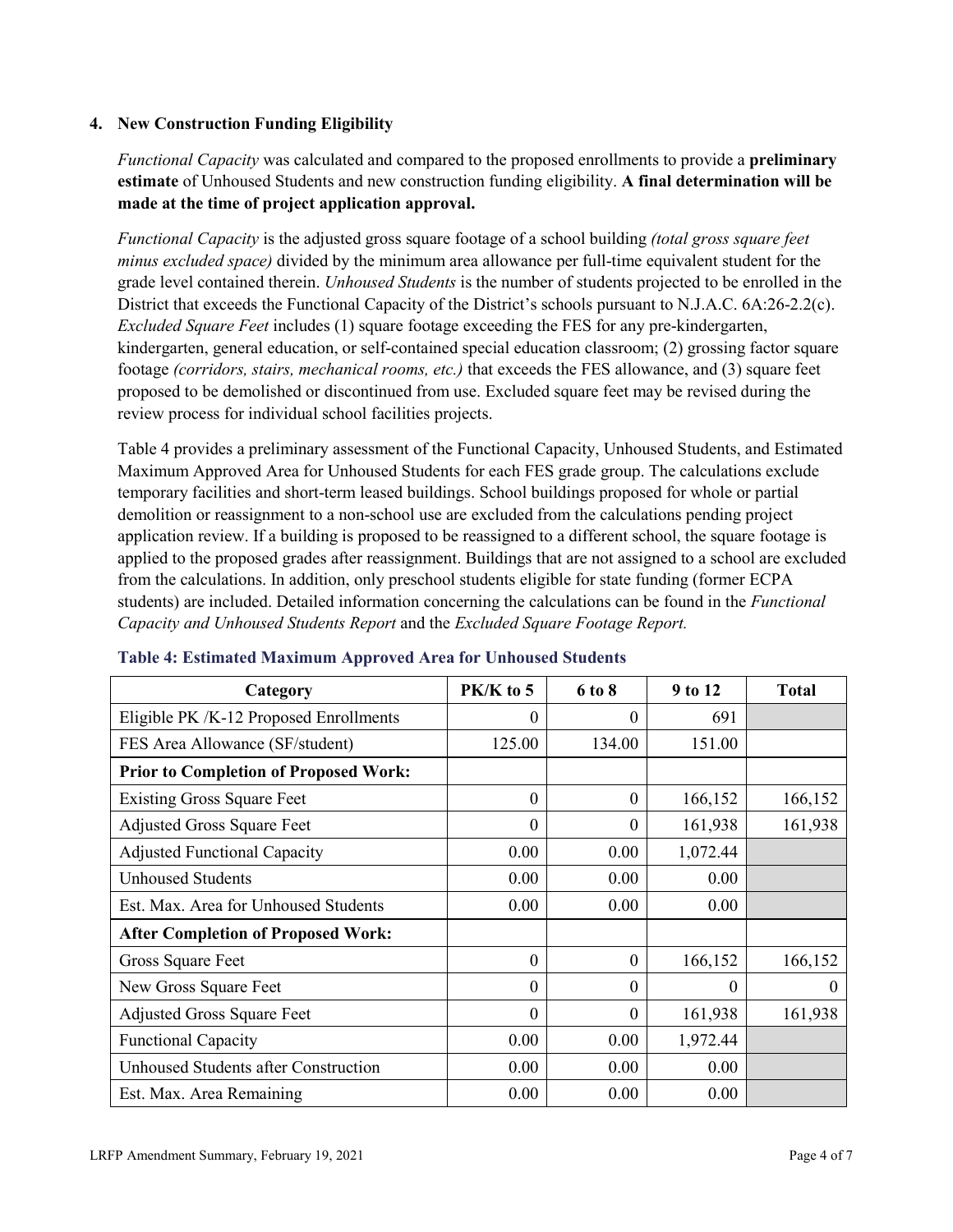## 4. New Construction Funding Eligibility

*Functional Capacity* was calculated and compared to the proposed enrollments to provide a **preliminary estimate** of Unhoused Students and new construction funding eligibility. **A final determination will be made at the time of project application approval.**

*Functional Capacity* is the adjusted gross square footage of a school building *(total gross square feet minus excluded space)* divided by the minimum area allowance per full-time equivalent student for the grade level contained therein. *Unhoused Students* is the number of students projected to be enrolled in the District that exceeds the Functional Capacity of the District's schools pursuant to N.J.A.C. 6A:26-2.2(c). *Excluded Square Feet* includes (1) square footage exceeding the FES for any pre-kindergarten, kindergarten, general education, or self-contained special education classroom; (2) grossing factor square footage *(corridors, stairs, mechanical rooms, etc.)* that exceeds the FES allowance, and (3) square feet proposed to be demolished or discontinued from use. Excluded square feet may be revised during the review process for individual school facilities projects.

Table 4 provides a preliminary assessment of the Functional Capacity, Unhoused Students, and Estimated Maximum Approved Area for Unhoused Students for each FES grade group. The calculations exclude temporary facilities and short-term leased buildings. School buildings proposed for whole or partial demolition or reassignment to a non-school use are excluded from the calculations pending project application review. If a building is proposed to be reassigned to a different school, the square footage is applied to the proposed grades after reassignment. Buildings that are not assigned to a school are excluded from the calculations. In addition, only preschool students eligible for state funding (former ECPA students) are included. Detailed information concerning the calculations can be found in the *Functional Capacity and Unhoused Students Report* and the *Excluded Square Footage Report.*

**Table 4: Estimated Maximum Approved Area for Unhoused Students**

| Category | PK/K to 5 | 6 to 8 | 9 to 12 | Total |
|---|---|---|---|---|
| Eligible PK /K-12 Proposed Enrollments | 0 | 0 | 691 | |
| FES Area Allowance (SF/student) | 125.00 | 134.00 | 151.00 | |
| **Prior to Completion of Proposed Work:** | | | | |
| Existing Gross Square Feet | 0 | 0 | 166,152 | 166,152 |
| Adjusted Gross Square Feet | 0 | 0 | 161,938 | 161,938 |
| Adjusted Functional Capacity | 0.00 | 0.00 | 1,072.44 | |
| Unhoused Students | 0.00 | 0.00 | 0.00 | |
| Est. Max. Area for Unhoused Students | 0.00 | 0.00 | 0.00 | |
| **After Completion of Proposed Work:** | | | | |
| Gross Square Feet | 0 | 0 | 166,152 | 166,152 |
| New Gross Square Feet | 0 | 0 | 0 | 0 |
| Adjusted Gross Square Feet | 0 | 0 | 161,938 | 161,938 |
| Functional Capacity | 0.00 | 0.00 | 1,972.44 | |
| Unhoused Students after Construction | 0.00 | 0.00 | 0.00 | |
| Est. Max. Area Remaining | 0.00 | 0.00 | 0.00 | |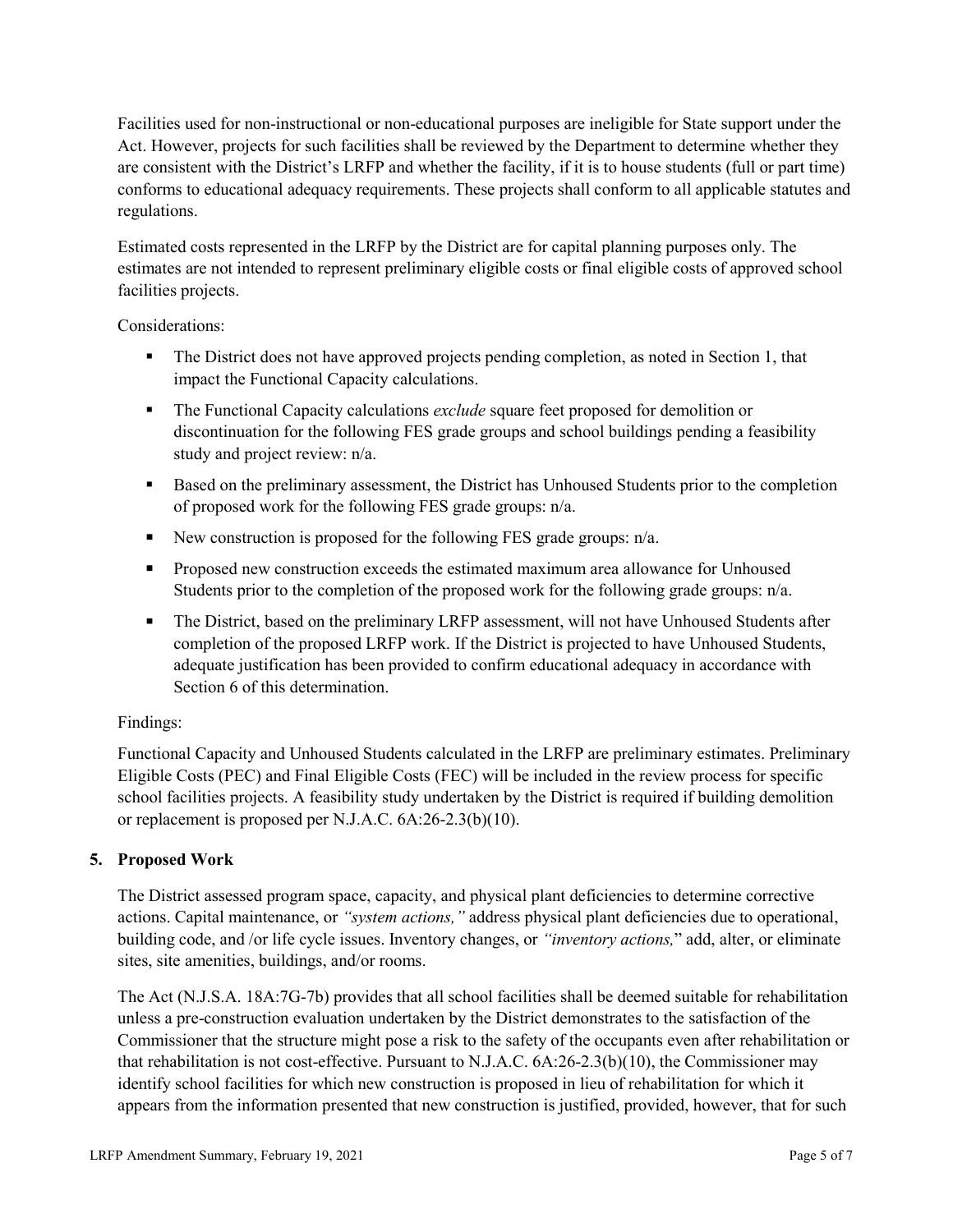Facilities used for non-instructional or non-educational purposes are ineligible for State support under the Act. However, projects for such facilities shall be reviewed by the Department to determine whether they are consistent with the District's LRFP and whether the facility, if it is to house students (full or part time) conforms to educational adequacy requirements. These projects shall conform to all applicable statutes and regulations.

Estimated costs represented in the LRFP by the District are for capital planning purposes only. The estimates are not intended to represent preliminary eligible costs or final eligible costs of approved school facilities projects.

Considerations:

- The District does not have approved projects pending completion, as noted in Section 1, that impact the Functional Capacity calculations.
- The Functional Capacity calculations *exclude* square feet proposed for demolition or discontinuation for the following FES grade groups and school buildings pending a feasibility study and project review: n/a.
- Based on the preliminary assessment, the District has Unhoused Students prior to the completion of proposed work for the following FES grade groups: n/a.
- New construction is proposed for the following FES grade groups: n/a.
- Proposed new construction exceeds the estimated maximum area allowance for Unhoused Students prior to the completion of the proposed work for the following grade groups: n/a.
- The District, based on the preliminary LRFP assessment, will not have Unhoused Students after completion of the proposed LRFP work. If the District is projected to have Unhoused Students, adequate justification has been provided to confirm educational adequacy in accordance with Section 6 of this determination.

Findings:

Functional Capacity and Unhoused Students calculated in the LRFP are preliminary estimates. Preliminary Eligible Costs (PEC) and Final Eligible Costs (FEC) will be included in the review process for specific school facilities projects. A feasibility study undertaken by the District is required if building demolition or replacement is proposed per N.J.A.C. 6A:26-2.3(b)(10).

## 5. Proposed Work

The District assessed program space, capacity, and physical plant deficiencies to determine corrective actions. Capital maintenance, or *"system actions,"* address physical plant deficiencies due to operational, building code, and /or life cycle issues. Inventory changes, or *"inventory actions,"* add, alter, or eliminate sites, site amenities, buildings, and/or rooms.

The Act (N.J.S.A. 18A:7G-7b) provides that all school facilities shall be deemed suitable for rehabilitation unless a pre-construction evaluation undertaken by the District demonstrates to the satisfaction of the Commissioner that the structure might pose a risk to the safety of the occupants even after rehabilitation or that rehabilitation is not cost-effective. Pursuant to N.J.A.C. 6A:26-2.3(b)(10), the Commissioner may identify school facilities for which new construction is proposed in lieu of rehabilitation for which it appears from the information presented that new construction is justified, provided, however, that for such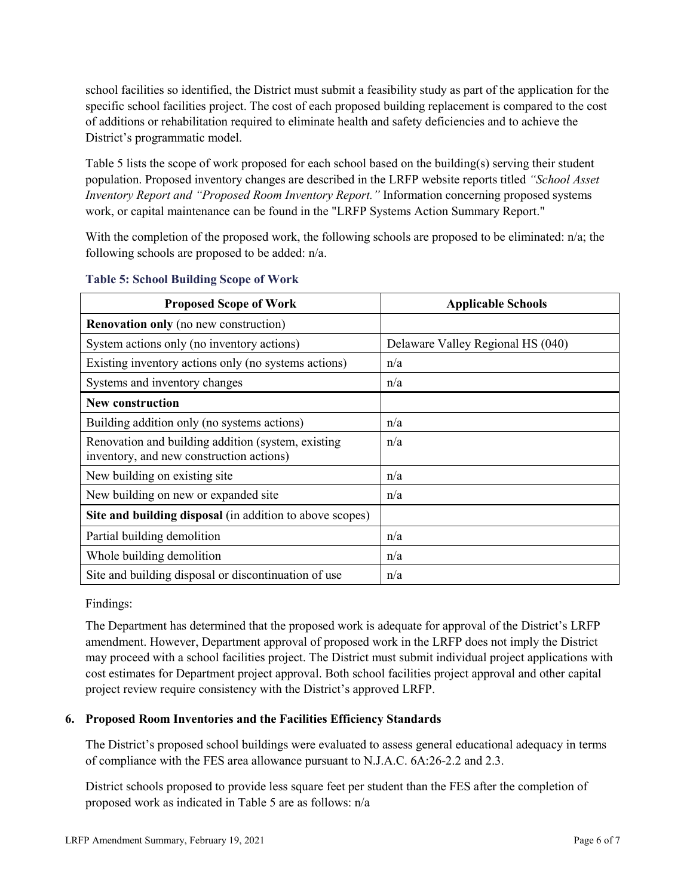school facilities so identified, the District must submit a feasibility study as part of the application for the specific school facilities project. The cost of each proposed building replacement is compared to the cost of additions or rehabilitation required to eliminate health and safety deficiencies and to achieve the District's programmatic model.

Table 5 lists the scope of work proposed for each school based on the building(s) serving their student population. Proposed inventory changes are described in the LRFP website reports titled *"School Asset Inventory Report and "Proposed Room Inventory Report."* Information concerning proposed systems work, or capital maintenance can be found in the "LRFP Systems Action Summary Report."

With the completion of the proposed work, the following schools are proposed to be eliminated: n/a; the following schools are proposed to be added: n/a.

**Table 5: School Building Scope of Work**

| Proposed Scope of Work | Applicable Schools |
|---|---|
| **Renovation only** (no new construction) | |
| System actions only (no inventory actions) | Delaware Valley Regional HS (040) |
| Existing inventory actions only (no systems actions) | n/a |
| Systems and inventory changes | n/a |
| **New construction** | |
| Building addition only (no systems actions) | n/a |
| Renovation and building addition (system, existing inventory, and new construction actions) | n/a |
| New building on existing site | n/a |
| New building on new or expanded site | n/a |
| **Site and building disposal** (in addition to above scopes) | |
| Partial building demolition | n/a |
| Whole building demolition | n/a |
| Site and building disposal or discontinuation of use | n/a |

Findings:

The Department has determined that the proposed work is adequate for approval of the District's LRFP amendment. However, Department approval of proposed work in the LRFP does not imply the District may proceed with a school facilities project. The District must submit individual project applications with cost estimates for Department project approval. Both school facilities project approval and other capital project review require consistency with the District's approved LRFP.

### 6. Proposed Room Inventories and the Facilities Efficiency Standards

The District's proposed school buildings were evaluated to assess general educational adequacy in terms of compliance with the FES area allowance pursuant to N.J.A.C. 6A:26-2.2 and 2.3.

District schools proposed to provide less square feet per student than the FES after the completion of proposed work as indicated in Table 5 are as follows: n/a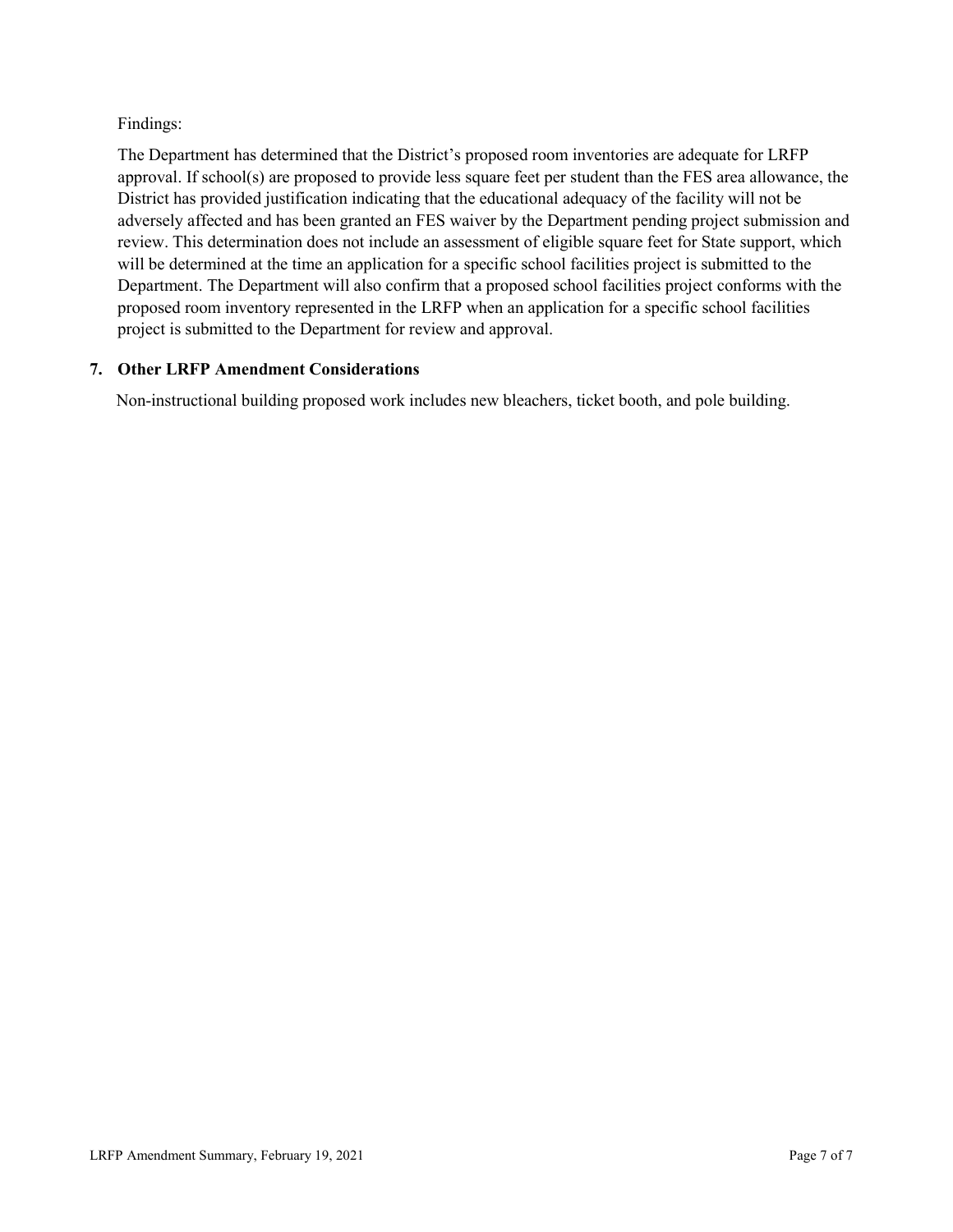Findings:

The Department has determined that the District's proposed room inventories are adequate for LRFP approval. If school(s) are proposed to provide less square feet per student than the FES area allowance, the District has provided justification indicating that the educational adequacy of the facility will not be adversely affected and has been granted an FES waiver by the Department pending project submission and review. This determination does not include an assessment of eligible square feet for State support, which will be determined at the time an application for a specific school facilities project is submitted to the Department. The Department will also confirm that a proposed school facilities project conforms with the proposed room inventory represented in the LRFP when an application for a specific school facilities project is submitted to the Department for review and approval.

## 7. Other LRFP Amendment Considerations

Non-instructional building proposed work includes new bleachers, ticket booth, and pole building.